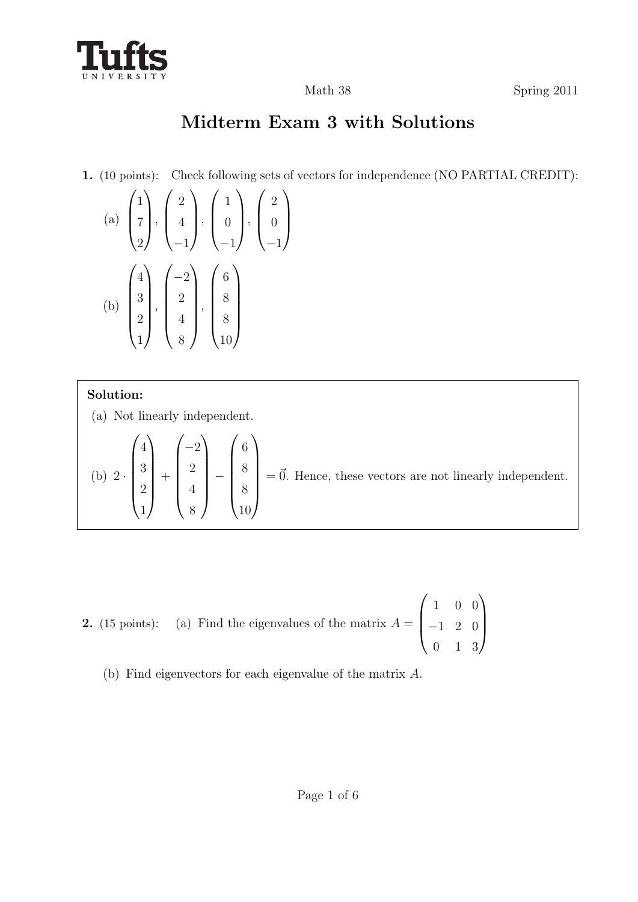Tufts UNIVERSITY

Math 38 Spring 2011

# Midterm Exam 3 with Solutions

**1.** (10 points): Check following sets of vectors for independence (NO PARTIAL CREDIT):

(a) $\begin{pmatrix} 1 \\ 7 \\ 2 \end{pmatrix}, \begin{pmatrix} 2 \\ 4 \\ -1 \end{pmatrix}, \begin{pmatrix} 1 \\ 0 \\ -1 \end{pmatrix}, \begin{pmatrix} 2 \\ 0 \\ -1 \end{pmatrix}$

(b) $\begin{pmatrix} 4 \\ 3 \\ 2 \\ 1 \end{pmatrix}, \begin{pmatrix} -2 \\ 2 \\ 4 \\ 8 \end{pmatrix}, \begin{pmatrix} 6 \\ 8 \\ 8 \\ 10 \end{pmatrix}$

**Solution:**

(a) Not linearly independent.

(b) $2 \cdot \begin{pmatrix} 4 \\ 3 \\ 2 \\ 1 \end{pmatrix} + \begin{pmatrix} -2 \\ 2 \\ 4 \\ 8 \end{pmatrix} - \begin{pmatrix} 6 \\ 8 \\ 8 \\ 10 \end{pmatrix} = \vec{0}$. Hence, these vectors are not linearly independent.

**2.** (15 points): (a) Find the eigenvalues of the matrix $A = \begin{pmatrix} 1 & 0 & 0 \\ -1 & 2 & 0 \\ 0 & 1 & 3 \end{pmatrix}$

(b) Find eigenvectors for each eigenvalue of the matrix $A$.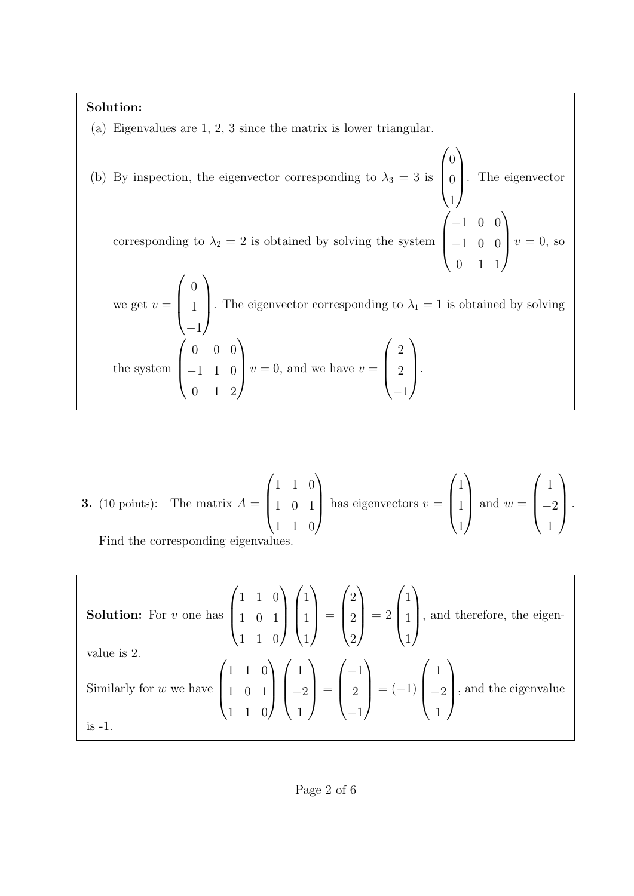**Solution:**

(a) Eigenvalues are 1, 2, 3 since the matrix is lower triangular.

(b) By inspection, the eigenvector corresponding to $\lambda_3 = 3$ is $\begin{pmatrix} 0 \\ 0 \\ 1 \end{pmatrix}$. The eigenvector corresponding to $\lambda_2 = 2$ is obtained by solving the system $\begin{pmatrix} -1 & 0 & 0 \\ -1 & 0 & 0 \\ 0 & 1 & 1 \end{pmatrix} v = 0$, so we get $v = \begin{pmatrix} 0 \\ 1 \\ -1 \end{pmatrix}$. The eigenvector corresponding to $\lambda_1 = 1$ is obtained by solving the system $\begin{pmatrix} 0 & 0 & 0 \\ -1 & 1 & 0 \\ 0 & 1 & 2 \end{pmatrix} v = 0$, and we have $v = \begin{pmatrix} 2 \\ 2 \\ -1 \end{pmatrix}$.

**3.** (10 points): The matrix $A = \begin{pmatrix} 1 & 1 & 0 \\ 1 & 0 & 1 \\ 1 & 1 & 0 \end{pmatrix}$ has eigenvectors $v = \begin{pmatrix} 1 \\ 1 \\ 1 \end{pmatrix}$ and $w = \begin{pmatrix} 1 \\ -2 \\ 1 \end{pmatrix}$. Find the corresponding eigenvalues.

**Solution:** For $v$ one has $\begin{pmatrix} 1 & 1 & 0 \\ 1 & 0 & 1 \\ 1 & 1 & 0 \end{pmatrix} \begin{pmatrix} 1 \\ 1 \\ 1 \end{pmatrix} = \begin{pmatrix} 2 \\ 2 \\ 2 \end{pmatrix} = 2 \begin{pmatrix} 1 \\ 1 \\ 1 \end{pmatrix}$, and therefore, the eigenvalue is 2.

Similarly for $w$ we have $\begin{pmatrix} 1 & 1 & 0 \\ 1 & 0 & 1 \\ 1 & 1 & 0 \end{pmatrix} \begin{pmatrix} 1 \\ -2 \\ 1 \end{pmatrix} = \begin{pmatrix} -1 \\ 2 \\ -1 \end{pmatrix} = (-1) \begin{pmatrix} 1 \\ -2 \\ 1 \end{pmatrix}$, and the eigenvalue is -1.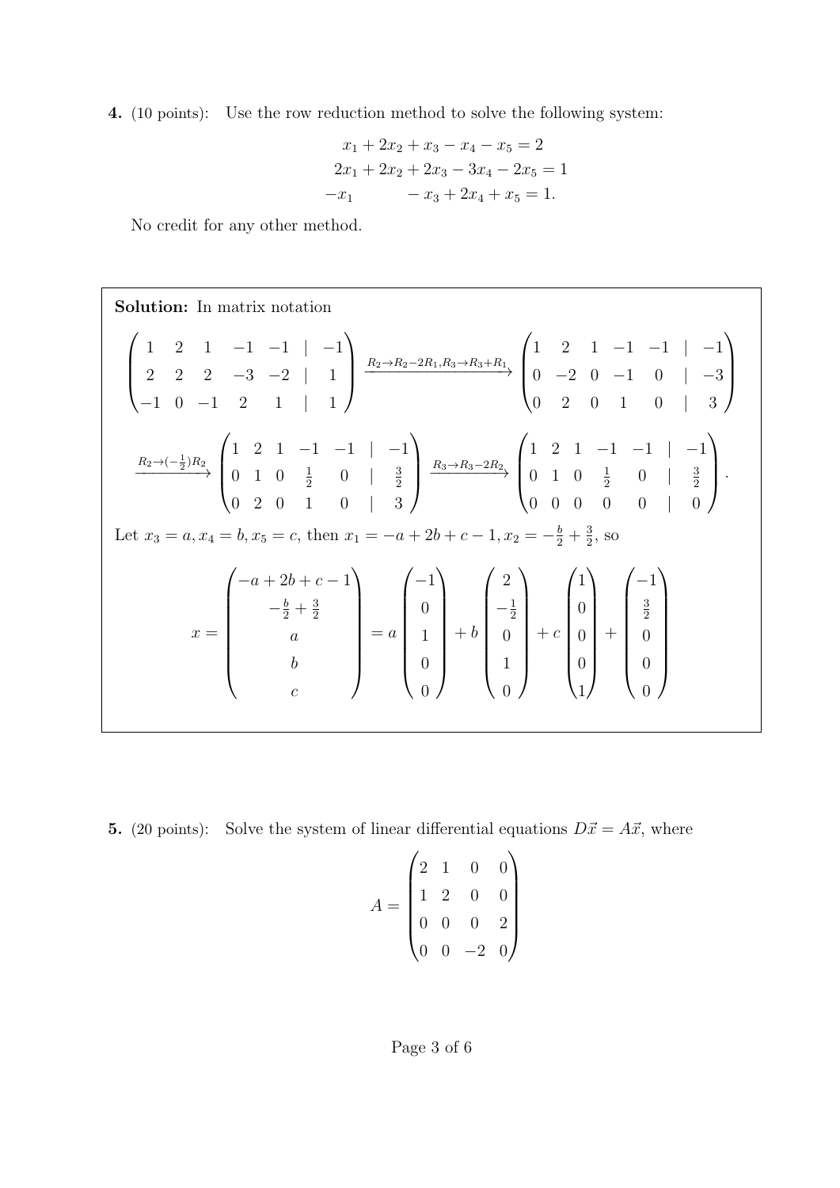**4.** (10 points): Use the row reduction method to solve the following system:

$$
\begin{aligned}
x_1 + 2x_2 + x_3 - x_4 - x_5 &= 2 \\
2x_1 + 2x_2 + 2x_3 - 3x_4 - 2x_5 &= 1 \\
-x_1 \qquad - x_3 + 2x_4 + x_5 &= 1.
\end{aligned}
$$

No credit for any other method.

**Solution:** In matrix notation

$$
\begin{pmatrix} 1 & 2 & 1 & -1 & -1 & | & -1 \\ 2 & 2 & 2 & -3 & -2 & | & 1 \\ -1 & 0 & -1 & 2 & 1 & | & 1 \end{pmatrix} \xrightarrow{R_2 \to R_2 - 2R_1, R_3 \to R_3 + R_1} \begin{pmatrix} 1 & 2 & 1 & -1 & -1 & | & -1 \\ 0 & -2 & 0 & -1 & 0 & | & -3 \\ 0 & 2 & 0 & 1 & 0 & | & 3 \end{pmatrix}
$$

$$
\xrightarrow{R_2 \to (-\frac{1}{2})R_2} \begin{pmatrix} 1 & 2 & 1 & -1 & -1 & | & -1 \\ 0 & 1 & 0 & \frac{1}{2} & 0 & | & \frac{3}{2} \\ 0 & 2 & 0 & 1 & 0 & | & 3 \end{pmatrix} \xrightarrow{R_3 \to R_3 - 2R_2} \begin{pmatrix} 1 & 2 & 1 & -1 & -1 & | & -1 \\ 0 & 1 & 0 & \frac{1}{2} & 0 & | & \frac{3}{2} \\ 0 & 0 & 0 & 0 & 0 & | & 0 \end{pmatrix}.
$$

Let $x_3 = a, x_4 = b, x_5 = c$, then $x_1 = -a + 2b + c - 1, x_2 = -\frac{b}{2} + \frac{3}{2}$, so

$$
x = \begin{pmatrix} -a + 2b + c - 1 \\ -\frac{b}{2} + \frac{3}{2} \\ a \\ b \\ c \end{pmatrix} = a \begin{pmatrix} -1 \\ 0 \\ 1 \\ 0 \\ 0 \end{pmatrix} + b \begin{pmatrix} 2 \\ -\frac{1}{2} \\ 0 \\ 1 \\ 0 \end{pmatrix} + c \begin{pmatrix} 1 \\ 0 \\ 0 \\ 0 \\ 1 \end{pmatrix} + \begin{pmatrix} -1 \\ \frac{3}{2} \\ 0 \\ 0 \\ 0 \end{pmatrix}
$$

**5.** (20 points): Solve the system of linear differential equations $D\vec{x} = A\vec{x}$, where

$$
A = \begin{pmatrix} 2 & 1 & 0 & 0 \\ 1 & 2 & 0 & 0 \\ 0 & 0 & 0 & 2 \\ 0 & 0 & -2 & 0 \end{pmatrix}
$$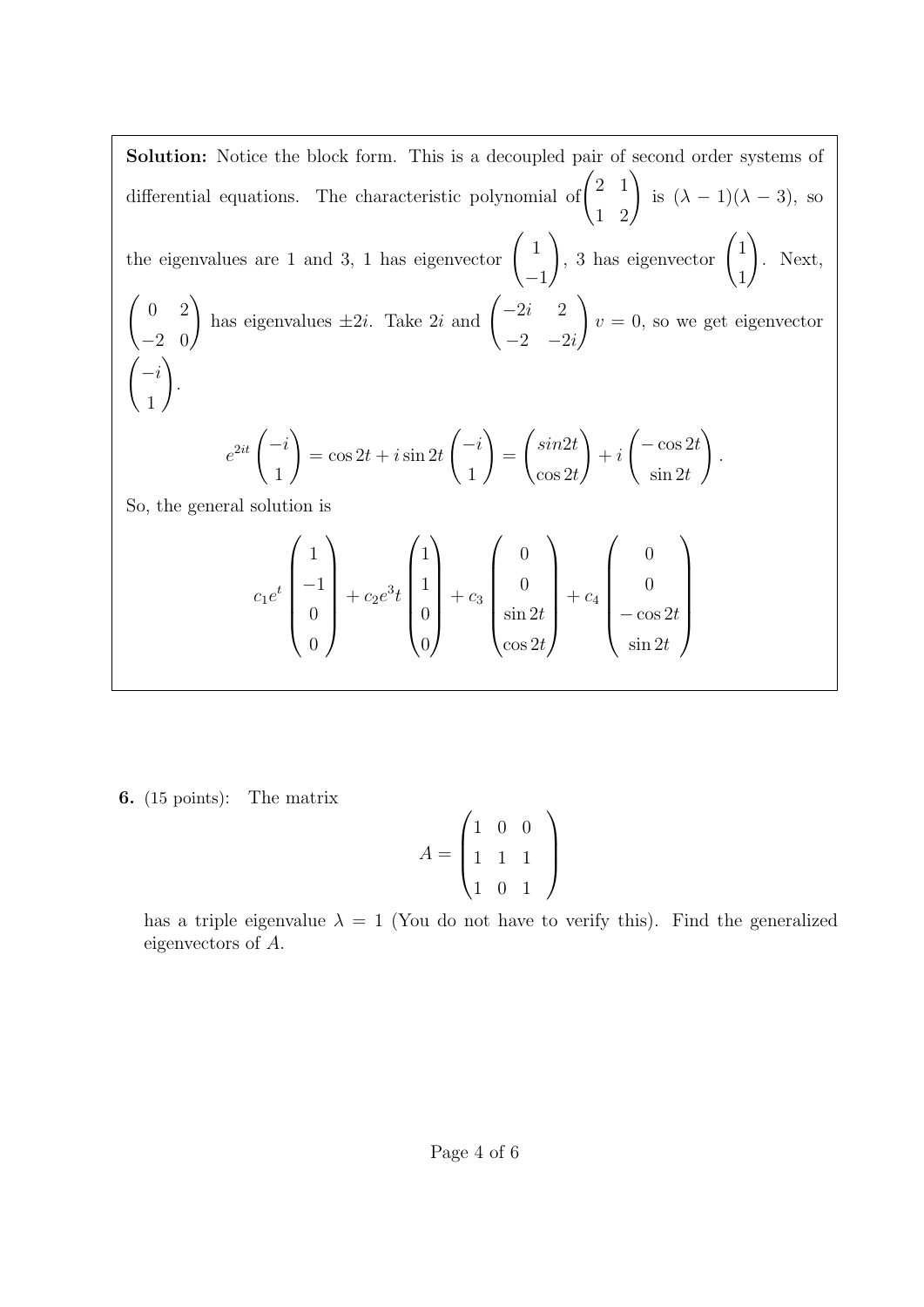**Solution:** Notice the block form. This is a decoupled pair of second order systems of differential equations. The characteristic polynomial of $\begin{pmatrix} 2 & 1 \\ 1 & 2 \end{pmatrix}$ is $(\lambda - 1)(\lambda - 3)$, so the eigenvalues are 1 and 3, 1 has eigenvector $\begin{pmatrix} 1 \\ -1 \end{pmatrix}$, 3 has eigenvector $\begin{pmatrix} 1 \\ 1 \end{pmatrix}$. Next, $\begin{pmatrix} 0 & 2 \\ -2 & 0 \end{pmatrix}$ has eigenvalues $\pm 2i$. Take $2i$ and $\begin{pmatrix} -2i & 2 \\ -2 & -2i \end{pmatrix} v = 0$, so we get eigenvector $\begin{pmatrix} -i \\ 1 \end{pmatrix}$.

$$e^{2it} \begin{pmatrix} -i \\ 1 \end{pmatrix} = \cos 2t + i \sin 2t \begin{pmatrix} -i \\ 1 \end{pmatrix} = \begin{pmatrix} sin 2t \\ \cos 2t \end{pmatrix} + i \begin{pmatrix} -\cos 2t \\ \sin 2t \end{pmatrix}.$$

So, the general solution is

$$c_1 e^t \begin{pmatrix} 1 \\ -1 \\ 0 \\ 0 \end{pmatrix} + c_2 e^3 t \begin{pmatrix} 1 \\ 1 \\ 0 \\ 0 \end{pmatrix} + c_3 \begin{pmatrix} 0 \\ 0 \\ \sin 2t \\ \cos 2t \end{pmatrix} + c_4 \begin{pmatrix} 0 \\ 0 \\ -\cos 2t \\ \sin 2t \end{pmatrix}$$

**6.** (15 points): The matrix

$$A = \begin{pmatrix} 1 & 0 & 0 \\ 1 & 1 & 1 \\ 1 & 0 & 1 \end{pmatrix}$$

has a triple eigenvalue $\lambda = 1$ (You do not have to verify this). Find the generalized eigenvectors of $A$.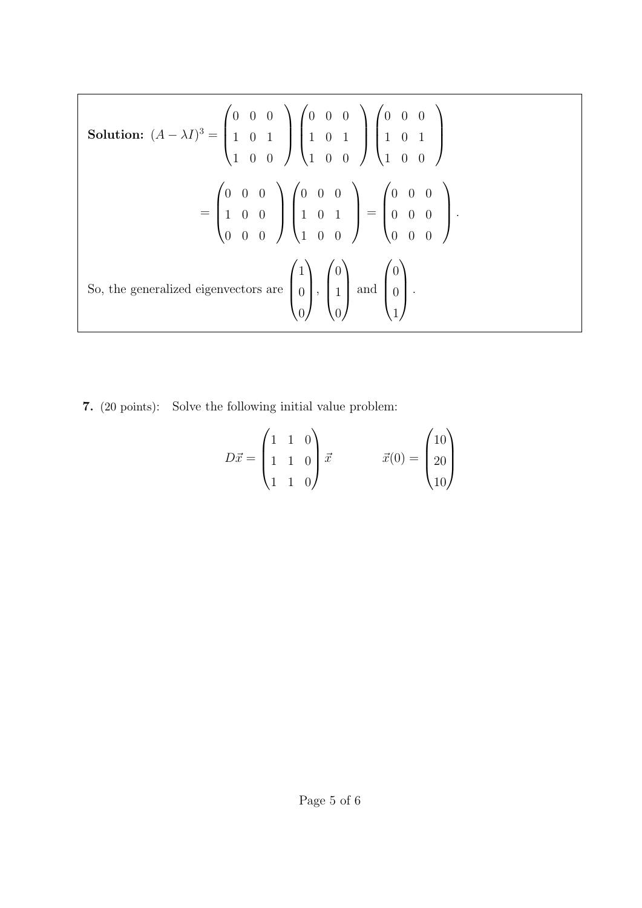**Solution:** $(A - \lambda I)^3 = \begin{pmatrix} 0 & 0 & 0 \\ 1 & 0 & 1 \\ 1 & 0 & 0 \end{pmatrix} \begin{pmatrix} 0 & 0 & 0 \\ 1 & 0 & 1 \\ 1 & 0 & 0 \end{pmatrix} \begin{pmatrix} 0 & 0 & 0 \\ 1 & 0 & 1 \\ 1 & 0 & 0 \end{pmatrix}$

$$= \begin{pmatrix} 0 & 0 & 0 \\ 1 & 0 & 0 \\ 0 & 0 & 0 \end{pmatrix} \begin{pmatrix} 0 & 0 & 0 \\ 1 & 0 & 1 \\ 1 & 0 & 0 \end{pmatrix} = \begin{pmatrix} 0 & 0 & 0 \\ 0 & 0 & 0 \\ 0 & 0 & 0 \end{pmatrix}.$$

So, the generalized eigenvectors are $\begin{pmatrix} 1 \\ 0 \\ 0 \end{pmatrix}$, $\begin{pmatrix} 0 \\ 1 \\ 0 \end{pmatrix}$ and $\begin{pmatrix} 0 \\ 0 \\ 1 \end{pmatrix}$.

**7.** (20 points): Solve the following initial value problem:

$$D\vec{x} = \begin{pmatrix} 1 & 1 & 0 \\ 1 & 1 & 0 \\ 1 & 1 & 0 \end{pmatrix} \vec{x} \qquad \vec{x}(0) = \begin{pmatrix} 10 \\ 20 \\ 10 \end{pmatrix}$$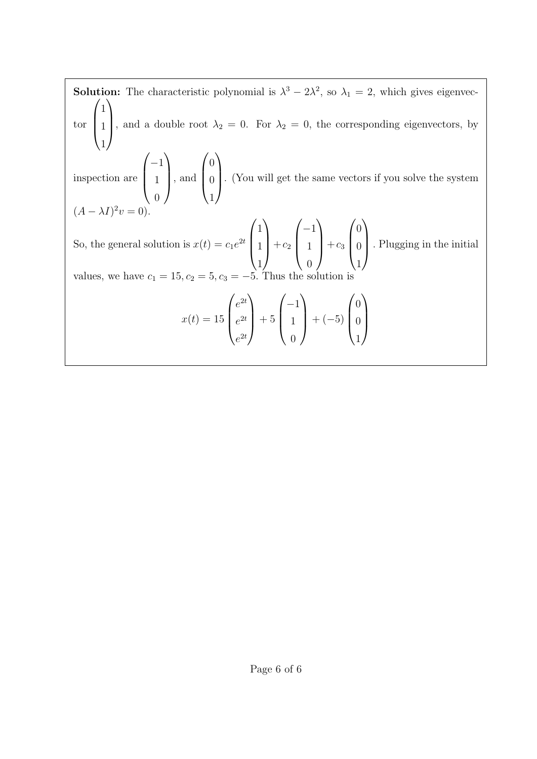**Solution:** The characteristic polynomial is $\lambda^3 - 2\lambda^2$, so $\lambda_1 = 2$, which gives eigenvector $\begin{pmatrix} 1 \\ 1 \\ 1 \end{pmatrix}$, and a double root $\lambda_2 = 0$. For $\lambda_2 = 0$, the corresponding eigenvectors, by inspection are $\begin{pmatrix} -1 \\ 1 \\ 0 \end{pmatrix}$, and $\begin{pmatrix} 0 \\ 0 \\ 1 \end{pmatrix}$. (You will get the same vectors if you solve the system $(A - \lambda I)^2 v = 0$).

So, the general solution is $x(t) = c_1 e^{2t} \begin{pmatrix} 1 \\ 1 \\ 1 \end{pmatrix} + c_2 \begin{pmatrix} -1 \\ 1 \\ 0 \end{pmatrix} + c_3 \begin{pmatrix} 0 \\ 0 \\ 1 \end{pmatrix}$. Plugging in the initial values, we have $c_1 = 15, c_2 = 5, c_3 = -5$. Thus the solution is

$$x(t) = 15 \begin{pmatrix} e^{2t} \\ e^{2t} \\ e^{2t} \end{pmatrix} + 5 \begin{pmatrix} -1 \\ 1 \\ 0 \end{pmatrix} + (-5) \begin{pmatrix} 0 \\ 0 \\ 1 \end{pmatrix}$$